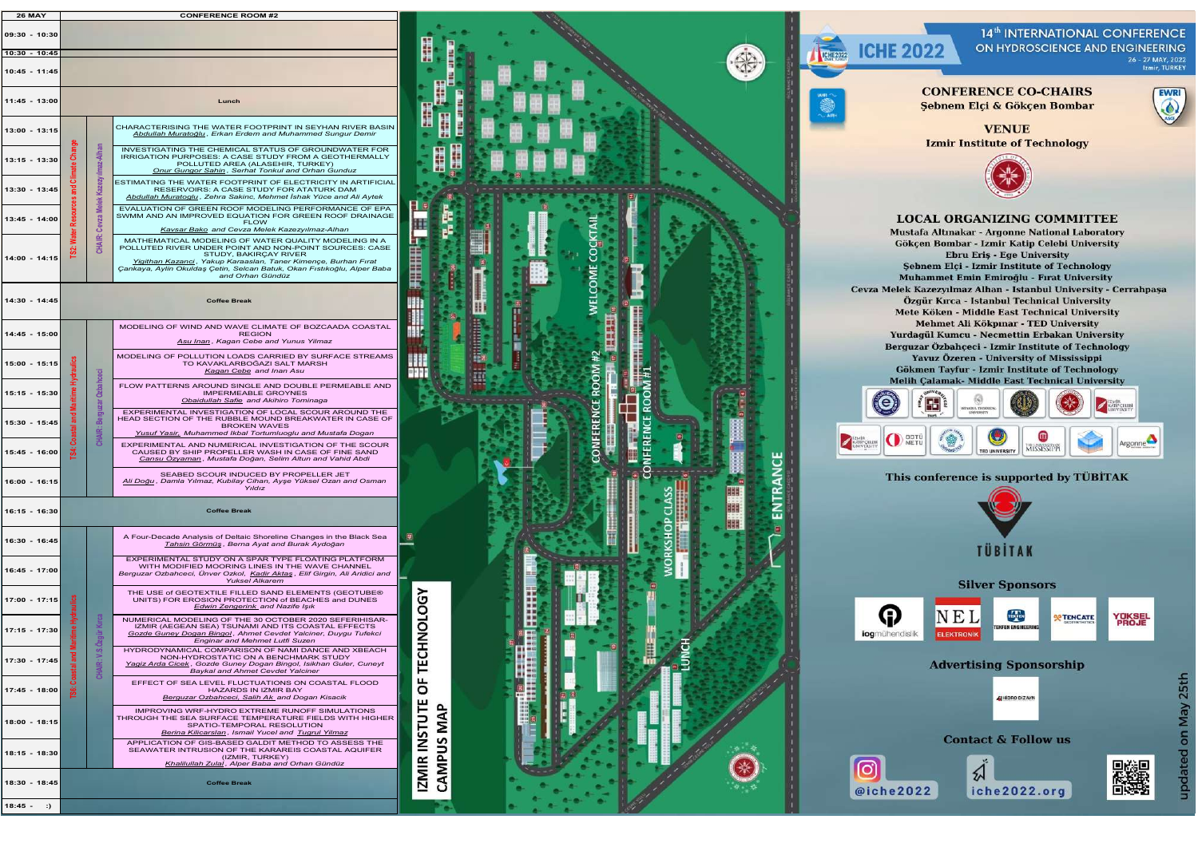| 26 MAY | | | CONFERENCE ROOM #2 |
|---|---|---|---|
| 09:30 - 10:30 | | | |
| 10:30 - 10:45 | | | |
| 10:45 - 11:45 | | | |
| 11:45 - 13:00 | | | Lunch |
| 13:00 - 13:15 | TS2: Water Resources and Climate Change | CHAIR: Cevza Melek Kazezyılmaz-Alhan | CHARACTERISING THE WATER FOOTPRINT IN SEYHAN RIVER BASIN<br>Abdullah Muratoğlu, Erkan Erdem and Muhammed Sungur Demir |
| 13:15 - 13:30 | | | INVESTIGATING THE CHEMICAL STATUS OF GROUNDWATER FOR IRRIGATION PURPOSES: A CASE STUDY FROM A GEOTHERMALLY POLLUTED AREA (ALASEHIR, TURKEY)<br>Onur Gungor Sahin, Serhat Tonkul and Orhan Gunduz |
| 13:30 - 13:45 | | | ESTIMATING THE WATER FOOTPRINT OF ELECTRICITY IN ARTIFICIAL RESERVOIRS: A CASE STUDY FOR ATATURK DAM<br>Abdullah Muratoglu, Zehra Sakinc, Mehmet İshak Yüce and Ali Aytek |
| 13:45 - 14:00 | | | EVALUATION OF GREEN ROOF MODELING PERFORMANCE OF EPA SWMM AND AN IMPROVED EQUATION FOR GREEN ROOF DRAINAGE FLOW<br>Kavsar Bako and Cevza Melek Kazezyılmaz-Alhan |
| 14:00 - 14:15 | | | MATHEMATICAL MODELING OF WATER QUALITY MODELING IN A POLLUTED RIVER UNDER POINT AND NON-POINT SOURCES: CASE STUDY, BAKIRÇAY RIVER<br>Yigithan Kazanci, Yakup Karaaslan, Taner Kimençe, Burhan Fırat Çankaya, Aylin Okuldaş Çetin, Selcan Batuk, Okan Fıstıkoğlu, Alper Baba and Orhan Gündüz |
| 14:30 - 14:45 | | | Coffee Break |
| 14:45 - 15:00 | TS4: Coastal and Maritime Hydraulics | CHAIR: Berguzar Ozbahceci | MODELING OF WIND AND WAVE CLIMATE OF BOZCAADA COASTAL REGION<br>Asu Inan, Kagan Cebe and Yunus Yilmaz |
| 15:00 - 15:15 | | | MODELING OF POLLUTION LOADS CARRIED BY SURFACE STREAMS TO KAVAKLARBOĞAZI SALT MARSH<br>Kagan Cebe and Inan Asu |
| 15:15 - 15:30 | | | FLOW PATTERNS AROUND SINGLE AND DOUBLE PERMEABLE AND IMPERMEABLE GROYNES<br>Obaidullah Safie and Akihiro Tominaga |
| 15:30 - 15:45 | | | EXPERIMENTAL INVESTIGATION OF LOCAL SCOUR AROUND THE HEAD SECTION OF THE RUBBLE MOUND BREAKWATER IN CASE OF BROKEN WAVES<br>Yusuf Yasir, Muhammed Ikbal Tortumluoglu and Mustafa Dogan |
| 15:45 - 16:00 | | | EXPERIMENTAL AND NUMERICAL INVESTIGATION OF THE SCOUR CAUSED BY SHIP PROPELLER WASH IN CASE OF FINE SAND<br>Cansu Ozyaman, Mustafa Doğan, Selim Altun and Vahid Abdi |
| 16:00 - 16:15 | | | SEABED SCOUR INDUCED BY PROPELLER JET<br>Ali Doğu, Damla Yılmaz, Kubilay Cihan, Ayşe Yüksel Ozan and Osman Yildiz |
| 16:15 - 16:30 | | | Coffee Break |
| 16:30 - 16:45 | TS6: Coastal and Maritime Hydraulics | CHAIR: V.S.Özgür Kırca | A Four-Decade Analysis of Deltaic Shoreline Changes in the Black Sea<br>Tahsin Görmüş, Berna Ayat and Burak Aydoğan |
| 16:45 - 17:00 | | | EXPERIMENTAL STUDY ON A SPAR TYPE FLOATING PLATFORM WITH MODIFIED MOORING LINES IN THE WAVE CHANNEL<br>Berguzar Ozbahceci, Ünver Ozkol, Kadir Aktaş, Elif Girgin, Ali Aridici and Yuksel Alkarem |
| 17:00 - 17:15 | | | THE USE of GEOTEXTILE FILLED SAND ELEMENTS (GEOTUBE® UNITS) FOR EROSION PROTECTION of BEACHES and DUNES<br>Edwin Zengerink and Nazife Işık |
| 17:15 - 17:30 | | | NUMERICAL MODELING OF THE 30 OCTOBER 2020 SEFERIHISAR-IZMIR (AEGEAN SEA) TSUNAMI AND ITS COASTAL EFFECTS<br>Gozde Guney Dogan Bingol, Ahmet Cevdet Yalciner, Duygu Tufekci Enginar and Mehmet Lutfi Suzen |
| 17:30 - 17:45 | | | HYDRODYNAMICAL COMPARISON OF NAMI DANCE AND XBEACH NON-HYDROSTATIC ON A BENCHMARK STUDY<br>Yagiz Arda Cicek, Gozde Guney Dogan Bingol, Isikhan Guler, Cuneyt Baykal and Ahmet Cevdet Yalciner |
| 17:45 - 18:00 | | | EFFECT OF SEA LEVEL FLUCTUATIONS ON COASTAL FLOOD HAZARDS IN IZMIR BAY<br>Berguzar Ozbahceci, Salih Ak and Dogan Kisacik |
| 18:00 - 18:15 | | | IMPROVING WRF-HYDRO EXTREME RUNOFF SIMULATIONS THROUGH THE SEA SURFACE TEMPERATURE FIELDS WITH HIGHER SPATIO-TEMPORAL RESOLUTION<br>Berina Kilicarslan, Ismail Yucel and Tugrul Yilmaz |
| 18:15 - 18:30 | | | APPLICATION OF GIS-BASED GALDIT METHOD TO ASSESS THE SEAWATER INTRUSION OF THE KARAREIS COASTAL AQUIFER (IZMIR, TURKEY)<br>Khalilullah Zulal, Alper Baba and Orhan Gündüz |
| 18:30 - 18:45 | | | Coffee Break |
| 18:45 - :) | | | |

IZMIR INSTUTE OF TECHNOLOGY CAMPUS MAP

WELCOME COCKTAIL — CONFERENCE ROOM #2 — CONFERENCE ROOM #1 — WORKSHOP CLASS — LUNCH — ENTRANCE

# ICHE 2022

## 14th INTERNATIONAL CONFERENCE ON HYDROSCIENCE AND ENGINEERING

26 - 27 MAY, 2022
İzmir, TURKEY

### CONFERENCE CO-CHAIRS

Şebnem Elçi & Gökçen Bombar

### VENUE

Izmir Institute of Technology

### LOCAL ORGANIZING COMMITTEE

Mustafa Altınakar - Argonne National Laboratory
Gökçen Bombar - Izmir Katip Celebi University
Ebru Eriş - Ege University
Şebnem Elçi - Izmir Institute of Technology
Muhammet Emin Emiroğlu - Fırat University
Cevza Melek Kazezyılmaz Alhan - Istanbul University - Cerrahpaşa
Özgür Kırca - Istanbul Technical University
Mete Köken - Middle East Technical University
Mehmet Ali Kökpınar - TED University
Yurdagül Kumcu - Necmettin Erbakan University
Berguzar Özbahçeci - Izmir Institute of Technology
Yavuz Özeren - University of Mississippi
Gökmen Tayfur - Izmir Institute of Technology
Melih Çalamak- Middle East Technical University

This conference is supported by TÜBİTAK

### Silver Sponsors

iogmühendislik — NEL ELEKTRONIK — TEKFEN ENGINEERING — TENCATE GEOSYNTHETICS — YÜKSEL PROJE

### Advertising Sponsorship

HİDRO DİZAYN

### Contact & Follow us

@iche2022 — iche2022.org

updated on May 25th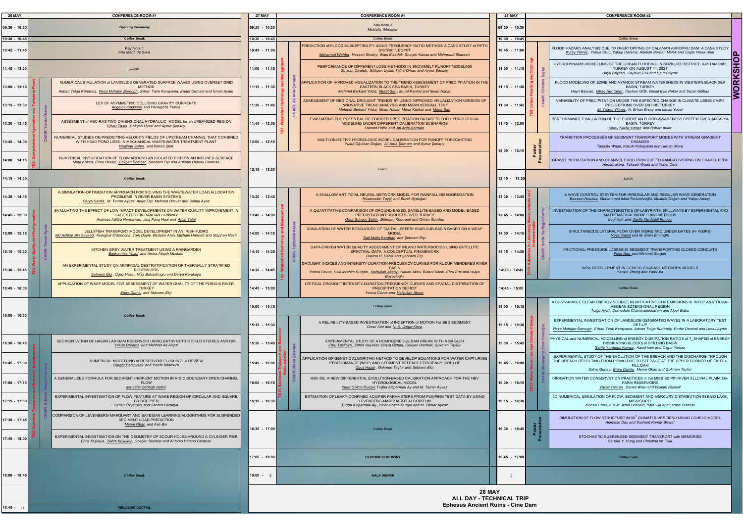## 26 MAY — CONFERENCE ROOM #1

| Time | Session | Chair | Presentation |
|---|---|---|---|
| 09:30 - 10:30 | | | **Opening Ceremony** |
| 10:30 - 10:45 | | | **Coffee Break** |
| 10:45 - 11:45 | | | Key Note 1<br>*Ana Maria da Silva* |
| 11:45 - 13:00 | | | Lunch |
| 13:00 - 13:15 | TS1: Computational Hydraulics and Turbulent Flows | CHAIR: Yavuz Özeren | NUMERICAL SIMULATION of LANDSLIDE GENERATED SURFACE WAVES USING OVERSET GRID METHOD<br>*Adnan Tolga Kürümüş, Reza Mohajer Barough, Erhan Tarık Karayama, Ender Demirel and İsmail Aydın* |
| 13:15 - 13:30 | | | LES OF ASYMMETRIC COLLIDING GRAVITY CURRENTS<br>*Angelos Kokkinos and Panagiotis Prinos* |
| 13:30 - 13:45 | | | ASSESMENT of HEC-RAS TWO-DIMENSIONAL HYDRAULIC MODEL for an URBANIZED REGION<br>*Enver Taşçı, Gökçen Uysal and Aynur Şensoy* |
| 13:45 - 14:00 | | | NUMERICAL STUDIES ON PREDICTING VELOCITY FIELDS OF UPSTREAM CHANNEL THAT COMBINED WITH HEAD POND USED IN MECHANICAL WASTEWATER TREATMENT PLANT<br>*Nagihan Şahin, and Rahim Şibil* |
| 14:00 - 14:15 | | | NUMERICAL INVESTIGATION OF FLOW AROUND AN ISOLATED PIER ON AN INCLINED SURFACE<br>*Mete Köken, Emre Hesap, Gökçen Bombar, Şebnem Elçi and Antonio Heleno Cardoso* |
| 14:15 - 14:30 | | | **Coffee Break** |
| 14:30 - 14:45 | TS3: Water Quality and Ecohydraulics | CHAIR: Tamer Ayvaz | A SIMULATION-OPTIMIZATION APPROACH FOR SOLVING THE WASTEWATER LOAD ALLOCATION PROBLEMS IN RIVER BASIN SYSTEMS<br>*Derya Sadak, M. Tamer Ayvaz, Alper Elci, Mehmet Dilaver and Selma Ayaz* |
| 14:45 - 15:00 | | | EVALUATING THE EFFECT OF LOW IMPACT DEVELOPMENTS ON WATER QUALITY IMPROVEMENT: A CASE STUDY IN BANDAR SUNWAY<br>*Andreas Aditya Hermawan, Jing Pang Haw and Amin Talei* |
| 15:00 - 15:15 | | | JELLYFISH TRANSPORT MODEL DEVELOPMENT IN AN IRISH FJORD<br>*Md Ashkar Bin Sayeed, Fearghal O'donncha, Tom Doyle, Reduan Atan, Michael Hartnett and Stephen Nash* |
| 15:15 - 15:30 | | | KITCHEN GREY WATER TREATMENT USING A RAINGARDEN<br>*Badronnisa Yusuf and Amira Atiqah Mustafa* |
| 15:30 - 15:45 | | | AN EXPERIMENTAL STUDY ON ARTIFICIAL DESTRATIFICATION OF THERMALLY STRATIFIED RESERVOIRS<br>*Sebnem Elçi, Oguz Hazar, Nisa Bahadiroglu and Derya Karakaya* |
| 15:45 - 16:00 | | | APPLICATION OF WASP MODEL FOR ASSESSMENT OF WATER QUALITY OF THE PORSUK RIVER, TURKEY<br>*Emre Dumlu and Sebnem Elçi* |
| 16:00 - 16:30 | | | **Coffee Break** |
| 16:30 - 16:45 | TS5: Sediment Transport and Reservoir Sedimentation | CHAIR: Antonio Heleno Cardoso | SEDIMENTATION OF HASAN LAR DAM RESERVOIR USING BATHYMETRIC FIELD STUDIES AND GIS<br>*Yakup Darama and Mehmet Ali Akgul* |
| 16:45 - 17:00 | | | NUMERICAL MODELLING of RESERVOIR FLUSHING: A REVİEW<br>*Gregor Petkovsek and Yuichi Kitamura* |
| 17:00 - 17:15 | | | A GENERALIZED FORMULA FOR SEDIMENT INCIPIENT MOTION IN RIGID BOUNDARY OPEN CHANNEL FLOW<br>*Mir Jafar Sadegh Safari* |
| 17:15 - 17:30 | | | EXPERIMENTAL INVESTIGATION OF FLOW FEATURE AT WAKE REGION OF CIRCULAR AND SQUARE BRIDGE PIER<br>*Cansu Özyaman and Sandor Baranya* |
| 17:30 - 17:45 | | | COMPARISON OF LEVENBERG-MARQUART AND BAYESIAN LEARNING ALGORITHMS FOR SUSPENDED SEDIMENT LOAD PREDICTION<br>*Merve Okan and Aslı Bor* |
| 17:45 - 18:00 | | | EXPERIMENTAL INVESTIGATION ON THE GEOMETRY OF SCOUR HOLES AROUND A CYLINDER PIER<br>*Ebru Taşkaya, Zehra Büyüker, Gökçen Bombar and António Heleno Cardoso* |
| 18:00 - 18:45 | | | **Coffee Break** |
| 18:45 - :) | | | **WELCOME COCTAIL** |

## 27 MAY — CONFERENCE ROOM #1

| Time | Session | Chair | Presentation |
|---|---|---|---|
| 09:30 - 10:30 | | | Key Note 2<br>*Mustafa Altınakar* |
| 10:30 - 10:45 | | | Coffee Break |
| 10:45 - 11:00 | TS7: Watershed Hydrology and Management | CHAIR: Ali Arda Şorman | PREDICTION of FLOOD SUSCEPTIBILITY USING FREQUENCY RATIO METHOD: A CASE STUDY of FIFTH DISTRICT, EGYPT<br>*Mohamed Wahba, Hassan Shokry, Wael Elsadek, Shinjiro Kanae and Mahmoud Sharaan* |
| 11:00 - 11:15 | | | PERFORMANCE OF DIFFERENT LOSS METHODS IN SNOWMELT RUNOFF MODELING<br>*Soykan Civelek, Gökçen Uysal, Talha Orhan and Aynur Şensoy* |
| 11:15 - 11:30 | | | APPLICATION OF IMPROVED VISUALIZATION TO THE TREND ASSESSMENT OF PRECIPITATION IN THE EASTERN BLACK SEA BASIN, TURKEY<br>*Mehmet Berkant Yıldız, Murat Şan, Murat Kankal and Sinan Nacar* |
| 11:30 - 11:45 | | | ASSESSMENT OF REGIONAL DROUGHT TRENDS BY USING IMPROVED VISUALIZATION VERSION OF INNOVATIVE TREND ANALYSIS AND MANN KENDALL TEST<br>*Mehmet Berkant Yıldız, Sinan Nacar, Murat Kankal and Murat Şan* |
| 11:45 - 12:00 | | | EVALUATING THE POTENTIAL OF GRIDDED PRECIPITATION DATASETS FOR HYDROLOGICAL MODELING UNDER DIFFERENT CALIBRATION SCENARIOS<br>*Hamed Hafizi and Ali Arda Sorman* |
| 12:00 - 12:15 | | | MULTI-OBJECTIVE HYDROLOGIC MODEL CALIBRATION FOR RUNOFF FORECASTING<br>*Yusuf Oğulcan Doğan, Ali Arda Şorman and Aynur Şensoy* |
| 12:15 - 13:30 | | | Lunch |
| 13:30 - 13:45 | TS9: Watershed Hydrology and Management | CHAIR: Hafzullah Aksoy | A SHALLOW ARTIFICIAL NEURAL NETWORK MODEL FOR RAINFALL DISAGGREGATION<br>*Hüsamettin Tayşi and Burak Aydoğan* |
| 13:45 - 14:00 | | | A QUANTITATIVE COMPARISON OF GROUND-BASED, SATELLITE-BASED AND MODEL-BASED PRECIPITATION PRODUCTS OVER TURKEY<br>*Onur Gungor Sahin, Behnam Khorrami and Orhan Gunduz* |
| 14:00 - 14:15 | | | SIMULATION OF WATER RESOURCES OF TAHTALI-SEFERIHISAR SUB-BASIN BASED ON A WEAP MODEL<br>*Sait Mutlu Karahan and Şebnem Elçi* |
| 14:15 - 14:30 | | | DATA-DRIVEN WATER QUALITY ASSESSMENT OF INLAND WATERBODIES USING SATELLITE SPECTRAL DATA: A CONCEPTUAL FRAMEWORK<br>*Osama H. Heba and Şebnem Elçi* |
| 14:30 - 14:45 | | | DROUGHT INDICES AND INTENSITY-DURATION-FREQUENCY CURVES FOR KUCUK MENDERES RIVER BASIN<br>*Yonca Cavus, Halil Ibrahim Burgan, Hafzullah Aksoy, Hakan Aksu, Bulent Selek, Ebru Eris and Hulya Boyacioglu* |
| 14:45 - 15:00 | | | CRITICAL DROUGHT INTENSITY-DURATION-FREQUENCY CURVES AND SPATIAL DISTRIBUTION OF PRECIPITATION DEFICIT<br>*Yonca Cavus and Hafzullah Aksoy* |
| 15:00 - 15:15 | | | Coffee Break |
| 15:15 - 15:30 | TS11: Sediment Transport and Reservoir Sedimentation | CHAIR: Melih Çalamak | A RELIABILITY-BASED INVESTIGATION of INCEPTION of MOTION For BED SEDIMENT<br>*Omer Sari and V. S. Ozgur Kirca* |
| 15:30 - 15:45 | | | EXPERIMENTAL STUDY OF A HOMOGENEOUS DAM BREAK WITH A BREACH<br>*Ebru Taşkaya, Zehra Büyüker, Büşra Öztürk, Gökçen Bombar, Gökmen Tayfur* |
| 15:45 - 16:00 | | | APPLICATION OF GENETIC ALGORITHM METHOD TO DEVELOP EQUATIONS FOR WATER CAPTURING PERFORMANCE (WCP) AND SEDIMENT RELEASE EFFICIENCY (SRE) OF<br>*Oguz Hazar, Gokmen Tayfur and Sebnem Elci* |
| 16:00 - 16:15 | | | HBV-DE: A NEW DIFFERENTIAL EVOLUTION-BASED CALIBRATION APPROACH FOR THE HBV HYDROLOGICAL MODEL<br>*Pinar Gokce Durgut, Tugba Altiparmak Ay and M. Tamer Ayvaz* |
| 16:15 - 16:30 | | | ESTIMATION OF LEAKY-CONFINED AQUIFER PARAMETERS FROM PUMPING TEST DATA BY USING LEVENBERG-MARQUARDT ALGORITHM<br>*Tugba Altiparmak Ay, Pinar Gokce Durgut and M. Tamer Ayvaz* |
| 16:30 - 17:00 | | | Coffee Break |
| 17:00 - 18:00 | | | **CLOSING CEREMONY** |
| 19:00 - :) | | | **GALA DINNER** |

## 27 MAY — CONFERENCE ROOM #2 (WORKSHOP)

| Time | Session | Chair | Presentation |
|---|---|---|---|
| 09:30 - 10:30 | | | |
| 10:30 - 10:45 | | | Coffee Break |
| 10:45 - 11:00 | TS8: Urban Flooding and Drainage | CHAIR: Gökmen Tayfur | FLOOD HAZARD ANALYSIS DUE TO OVERTOPPING OF DALAMAN AKKOPRU DAM: A CASE STUDY<br>*Kutay Yilmaz, Yunus Oruc, Yakup Darama, Abiddin Berhan Melek and Cagla Irmak Unal* |
| 11:00 - 11:15 | | | HYDRODYNAMIC MODELLING OF THE URBAN FLOODING IN BOZKURT DISTRICT, KASTAMONU, TURKEY ON AUGUST 11, 2021<br>*Hayri Baycan, Ceyhun Gök and Uğur Boyraz* |
| 11:15 - 11:30 | | | FLOOD MODELING OF EZINE AND AYANCIK STREAM WATERSHEDS IN WESTERN BLACK SEA BASIN, TURKEY<br>*Hayri Baycan, Miraç Nur Ciner, Ceyhun GÖK, İsmail Bilal Peker and Sezar Gülbaz* |
| 11:30 - 11:45 | | | VARIABILITY OF PRECIPITATION UNDER THE EXPECTED CHANGE IN CLIMATE USING CMIP5 PROJECTIONS OVER ENTIRE TURKEY<br>*M. Tugrul Yilmaz, N. Erhan Ersoy and Ismail Yucel* |
| 11:45 - 12:00 | | | PERFORMANCE EVALUATION OF THE EUROPEAN FLOOD AWARENESS SYSTEM OVER ANTALYA BASIN, TURKEY<br>*Koray Kamil Yilmaz and Robert Adler* |
| 12:00 - 12:15 | Poster Presentation | | TRANSITION PROCESSES OF SEDIMENT TRANSPORT MODES WITH STREAM GRADIENT CHANGES<br>*Takashi Wada, Kazuki Kobayashi and Hiroshi Miwa* |
| | | | GRAVEL MOBILIZATION AND CHANNEL EVOLUTION DUE TO SAND-COVERING ON GRAVEL BEDS<br>*Hiroshi Miwa, Takashi Wada and Yuhei Oota* |
| 12:15 - 13:30 | | | Lunch |
| 13:30 - 13:45 | TS10: Advances in Laboratory Measurements and Instrumentation | CHAIR: Serife Yurdagul Kumcu | A WAVE CONTROL SYSTEM FOR IRREGULAR AND REGULAR WAVE GENERATION<br>*Bassem Nouioui, Muhammed Ikbal Tortumluoğlu, Mustafa Doğan and Yalçın Arisoy* |
| 13:45 - 14:00 | | | INVESTIGATION OF THE CHARACTERISTICS OF LABYRINTH SPILLWAYS BY EXPERIMENTAL AND MATHEMATICAL MODELLING METHODS<br>*Ezgi Ispir and Serife Yurdagul Kumcu* |
| 14:00 - 14:15 | | | SIMULTANEOUS LATERAL FLOW OVER WEIRS AND UNDER GATES (H- WEIRS)<br>*Veysi Kartal and M. Emin Emiroğlu* |
| 14:15 - 14:30 | | | FRICTIONAL PRESSURE LOSSES IN SEDIMENT TRANSPORTING CLOSED CONDUITS<br>*Pelin İlker and Mehmet Sorgun* |
| 14:30 - 14:45 | | | NEW DEVELOPMENT IN CCHE1D CHANNEL NETWORK MODELS<br>*Yaoxin Zhang and Yafei Jia* |
| 14:45 - 15:00 | | | Coffee Break |
| 15:00 - 15:15 | TS12: Water Resources and Climate Change | CHAIR: Muhammet Emin Emiroglu | A SUSTAINABLE CLEAN ENERGY SOURCE for MITIGATING CO2 EMISSIONS in WEST ANATOLIAN-AEGEAN EZTENSIONAL REGION<br>*Tolga Ayzit, Dornadula Chandrasekharam and Alper Baba* |
| 15:15 - 15:30 | | | EXPERIMENTAL INVESTIGATION OF LANDSLIDE GENERATED WAVES IN A LABORATORY TEST SET-UP<br>*Reza Mohajer Barough, Erhan Tarık Karayama, Adnan Tolga Kürümüş, Ender Demirel and İsmail Aydın* |
| 15:30 - 15:45 | | | PHYSICAL and NUMERICAL MODELLING of ENERGY DISSIPATION RATIOS of T_SHAPED of ENERGY DISSIPATING BLOCKS in STILLING BASIN<br>*Serife Yurdagul Kumcu, Kamil Ispir and Ozgur Yilmaz* |
| 15:45 - 16:00 | | | EXPERIMENTAL STUDY OF THE EVOLUTION OF THE BREACH AND THE DISCHARGE THROUGH THE BREACH RESULTING FROM PIPING DUE TO SEEPAGE AT THE UPPER CORNER OF EARTH-FILL DAM<br>*Sukru Guney, Emre Dumlu, Merve Okan and Gokmen Tayfur* |
| 16:00 - 16:15 | | | IRRIGATION WATER CONSERVATION PRACTICES in the MISSISSIPPI RIVER ALLUVIAL PLAIN: On-FARM RESERVOIRS<br>*Yavuz Ozeren, Daniel Wren and William Rossell* |
| 16:15 - 16:30 | | | 3D NUMERICAL SIMULATION OF FLOW, SEDIMENT AND MERCURY DISTRIBUTION IN ENID LAKE, MISSISSIPPI<br>*Xiaobo Chao, A.K.M. Azad Hossain, Yafei Jia and James Cizdziel* |
| 16:30 - 16:45 | Poster Presentation | | SIMULATION OF FLOW STRUCTURE IN 90° GOMATI RIVER BEND USING CCHE2D MODEL<br>*Animesh Das and Sushant Kumar Biswal* |
| | | | STOCHASTIC SUSPENDED SEDIMENT TRANSPORT with MEMORIES<br>*Serena Y. Hung and Christina W. Tsai* |
| 16:45 - 17:00 | | | Coffee Break |
| :) | | | |

## 28 MAY

**ALL DAY - TECHNICAL TRIP**

**Ephesus Ancient Ruins - Cine Dam**